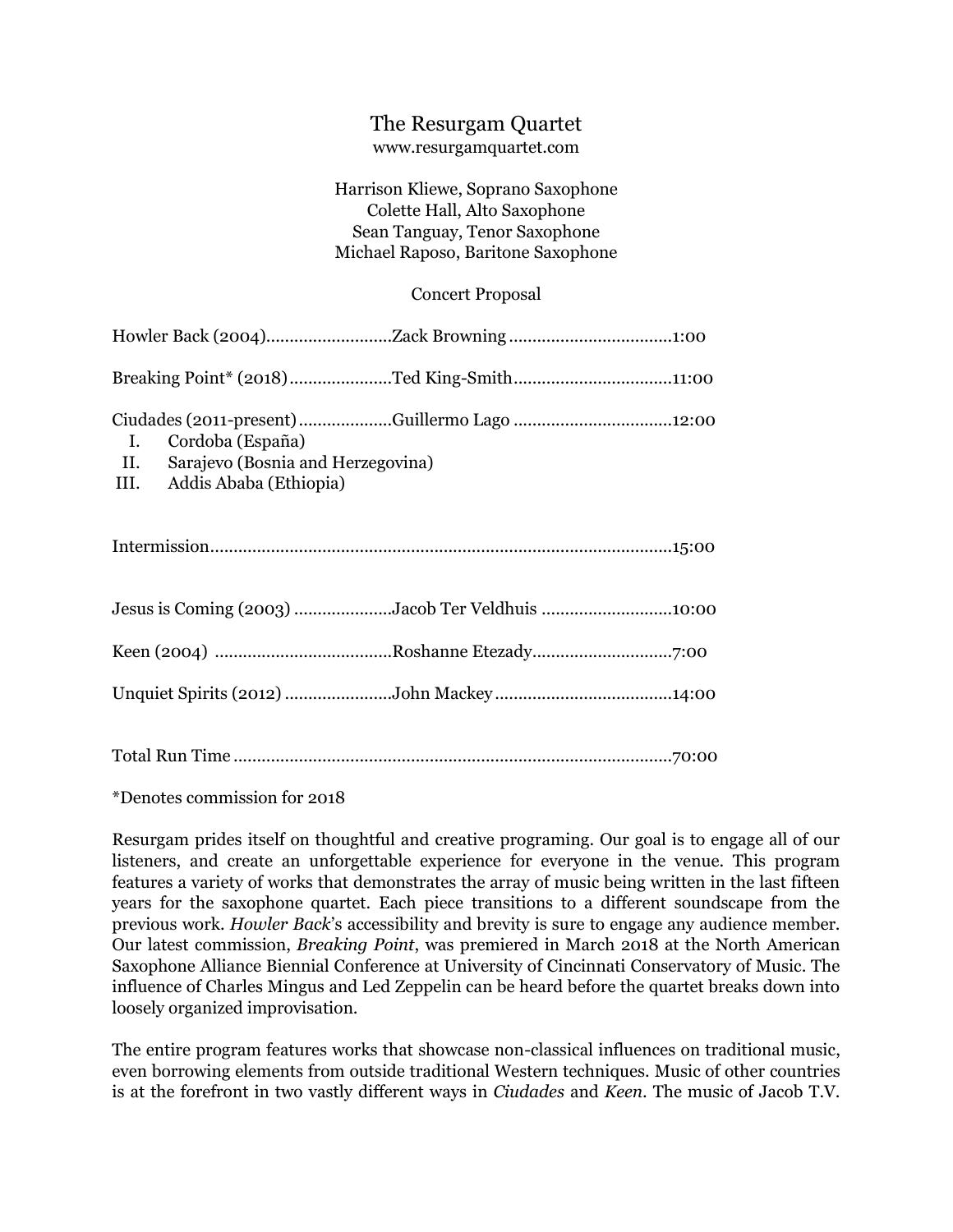# The Resurgam Quartet

www.resurgamquartet.com

Harrison Kliewe, Soprano Saxophone
Colette Hall, Alto Saxophone
Sean Tanguay, Tenor Saxophone
Michael Raposo, Baritone Saxophone

## Concert Proposal

Howler Back (2004)..........................Zack Browning ..................................1:00

Breaking Point* (2018).....................Ted King-Smith.................................11:00

Ciudades (2011-present)...................Guillermo Lago .................................12:00

I. Cordoba (España)
II. Sarajevo (Bosnia and Herzegovina)
III. Addis Ababa (Ethiopia)

Intermission.................................................................................................15:00

Jesus is Coming (2003) ....................Jacob Ter Veldhuis ...........................10:00

Keen (2004) .....................................Roshanne Etezady.............................7:00

Unquiet Spirits (2012) ......................John Mackey.....................................14:00

Total Run Time ............................................................................................70:00

*Denotes commission for 2018

Resurgam prides itself on thoughtful and creative programing. Our goal is to engage all of our listeners, and create an unforgettable experience for everyone in the venue. This program features a variety of works that demonstrates the array of music being written in the last fifteen years for the saxophone quartet. Each piece transitions to a different soundscape from the previous work. *Howler Back*'s accessibility and brevity is sure to engage any audience member. Our latest commission, *Breaking Point*, was premiered in March 2018 at the North American Saxophone Alliance Biennial Conference at University of Cincinnati Conservatory of Music. The influence of Charles Mingus and Led Zeppelin can be heard before the quartet breaks down into loosely organized improvisation.

The entire program features works that showcase non-classical influences on traditional music, even borrowing elements from outside traditional Western techniques. Music of other countries is at the forefront in two vastly different ways in *Ciudades* and *Keen*. The music of Jacob T.V.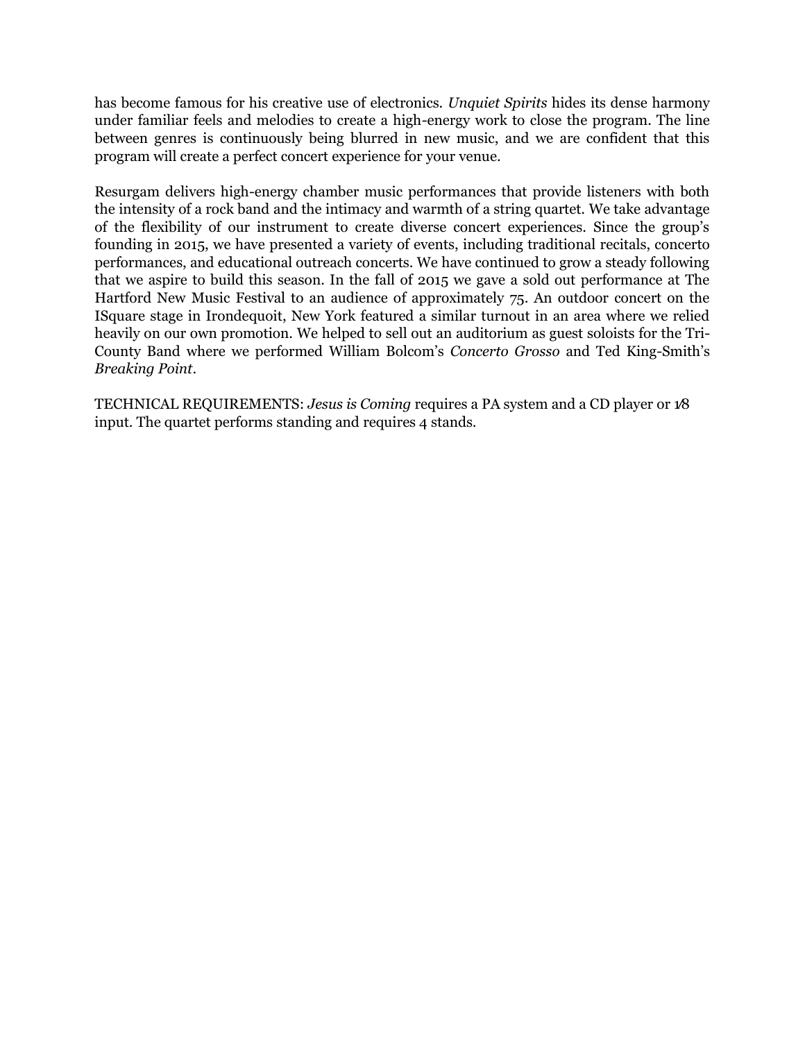has become famous for his creative use of electronics. *Unquiet Spirits* hides its dense harmony under familiar feels and melodies to create a high-energy work to close the program. The line between genres is continuously being blurred in new music, and we are confident that this program will create a perfect concert experience for your venue.

Resurgam delivers high-energy chamber music performances that provide listeners with both the intensity of a rock band and the intimacy and warmth of a string quartet. We take advantage of the flexibility of our instrument to create diverse concert experiences. Since the group's founding in 2015, we have presented a variety of events, including traditional recitals, concerto performances, and educational outreach concerts. We have continued to grow a steady following that we aspire to build this season. In the fall of 2015 we gave a sold out performance at The Hartford New Music Festival to an audience of approximately 75. An outdoor concert on the ISquare stage in Irondequoit, New York featured a similar turnout in an area where we relied heavily on our own promotion. We helped to sell out an auditorium as guest soloists for the Tri-County Band where we performed William Bolcom's *Concerto Grosso* and Ted King-Smith's *Breaking Point*.

TECHNICAL REQUIREMENTS: *Jesus is Coming* requires a PA system and a CD player or 1/8 input. The quartet performs standing and requires 4 stands.